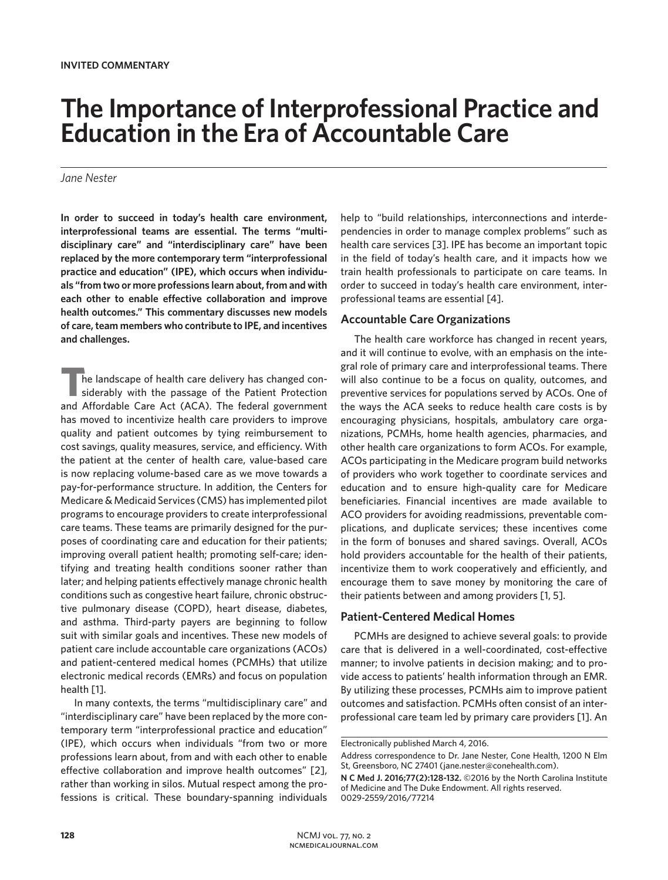**INVITED COMMENTARY**

# The Importance of Interprofessional Practice and Education in the Era of Accountable Care

*Jane Nester*

**In order to succeed in today's health care environment, interprofessional teams are essential. The terms "multidisciplinary care" and "interdisciplinary care" have been replaced by the more contemporary term "interprofessional practice and education" (IPE), which occurs when individuals "from two or more professions learn about, from and with each other to enable effective collaboration and improve health outcomes." This commentary discusses new models of care, team members who contribute to IPE, and incentives and challenges.**

The landscape of health care delivery has changed considerably with the passage of the Patient Protection and Affordable Care Act (ACA). The federal government has moved to incentivize health care providers to improve quality and patient outcomes by tying reimbursement to cost savings, quality measures, service, and efficiency. With the patient at the center of health care, value-based care is now replacing volume-based care as we move towards a pay-for-performance structure. In addition, the Centers for Medicare & Medicaid Services (CMS) has implemented pilot programs to encourage providers to create interprofessional care teams. These teams are primarily designed for the purposes of coordinating care and education for their patients; improving overall patient health; promoting self-care; identifying and treating health conditions sooner rather than later; and helping patients effectively manage chronic health conditions such as congestive heart failure, chronic obstructive pulmonary disease (COPD), heart disease, diabetes, and asthma. Third-party payers are beginning to follow suit with similar goals and incentives. These new models of patient care include accountable care organizations (ACOs) and patient-centered medical homes (PCMHs) that utilize electronic medical records (EMRs) and focus on population health [1].

In many contexts, the terms "multidisciplinary care" and "interdisciplinary care" have been replaced by the more contemporary term "interprofessional practice and education" (IPE), which occurs when individuals "from two or more professions learn about, from and with each other to enable effective collaboration and improve health outcomes" [2], rather than working in silos. Mutual respect among the professions is critical. These boundary-spanning individuals help to "build relationships, interconnections and interdependencies in order to manage complex problems" such as health care services [3]. IPE has become an important topic in the field of today's health care, and it impacts how we train health professionals to participate on care teams. In order to succeed in today's health care environment, interprofessional teams are essential [4].

## Accountable Care Organizations

The health care workforce has changed in recent years, and it will continue to evolve, with an emphasis on the integral role of primary care and interprofessional teams. There will also continue to be a focus on quality, outcomes, and preventive services for populations served by ACOs. One of the ways the ACA seeks to reduce health care costs is by encouraging physicians, hospitals, ambulatory care organizations, PCMHs, home health agencies, pharmacies, and other health care organizations to form ACOs. For example, ACOs participating in the Medicare program build networks of providers who work together to coordinate services and education and to ensure high-quality care for Medicare beneficiaries. Financial incentives are made available to ACO providers for avoiding readmissions, preventable complications, and duplicate services; these incentives come in the form of bonuses and shared savings. Overall, ACOs hold providers accountable for the health of their patients, incentivize them to work cooperatively and efficiently, and encourage them to save money by monitoring the care of their patients between and among providers [1, 5].

## Patient-Centered Medical Homes

PCMHs are designed to achieve several goals: to provide care that is delivered in a well-coordinated, cost-effective manner; to involve patients in decision making; and to provide access to patients' health information through an EMR. By utilizing these processes, PCMHs aim to improve patient outcomes and satisfaction. PCMHs often consist of an interprofessional care team led by primary care providers [1]. An

Electronically published March 4, 2016.

Address correspondence to Dr. Jane Nester, Cone Health, 1200 N Elm St, Greensboro, NC 27401 (jane.nester@conehealth.com).

**N C Med J. 2016;77(2):128-132.** ©2016 by the North Carolina Institute of Medicine and The Duke Endowment. All rights reserved. 0029-2559/2016/77214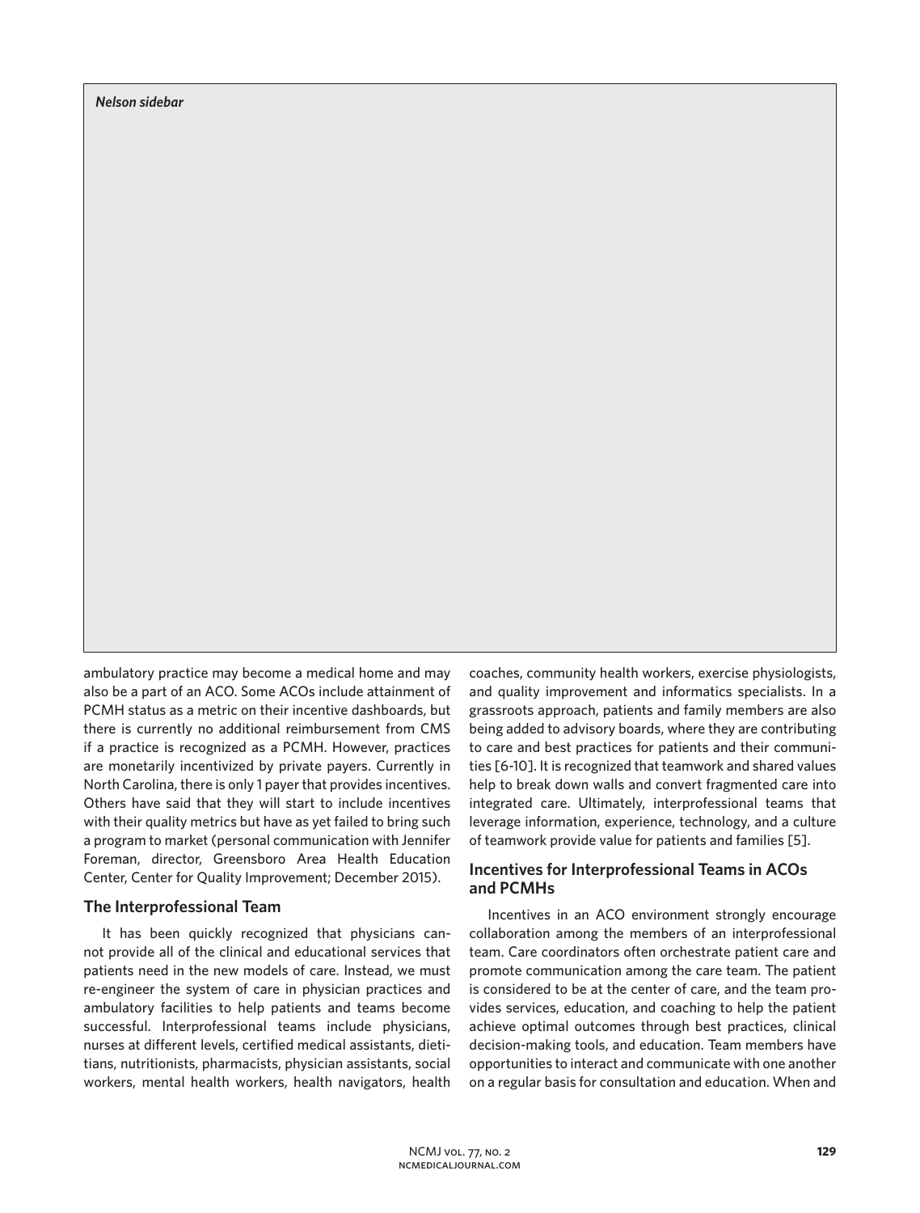*Nelson sidebar*

ambulatory practice may become a medical home and may also be a part of an ACO. Some ACOs include attainment of PCMH status as a metric on their incentive dashboards, but there is currently no additional reimbursement from CMS if a practice is recognized as a PCMH. However, practices are monetarily incentivized by private payers. Currently in North Carolina, there is only 1 payer that provides incentives. Others have said that they will start to include incentives with their quality metrics but have as yet failed to bring such a program to market (personal communication with Jennifer Foreman, director, Greensboro Area Health Education Center, Center for Quality Improvement; December 2015).

## The Interprofessional Team

It has been quickly recognized that physicians cannot provide all of the clinical and educational services that patients need in the new models of care. Instead, we must re-engineer the system of care in physician practices and ambulatory facilities to help patients and teams become successful. Interprofessional teams include physicians, nurses at different levels, certified medical assistants, dietitians, nutritionists, pharmacists, physician assistants, social workers, mental health workers, health navigators, health coaches, community health workers, exercise physiologists, and quality improvement and informatics specialists. In a grassroots approach, patients and family members are also being added to advisory boards, where they are contributing to care and best practices for patients and their communities [6-10]. It is recognized that teamwork and shared values help to break down walls and convert fragmented care into integrated care. Ultimately, interprofessional teams that leverage information, experience, technology, and a culture of teamwork provide value for patients and families [5].

## Incentives for Interprofessional Teams in ACOs and PCMHs

Incentives in an ACO environment strongly encourage collaboration among the members of an interprofessional team. Care coordinators often orchestrate patient care and promote communication among the care team. The patient is considered to be at the center of care, and the team provides services, education, and coaching to help the patient achieve optimal outcomes through best practices, clinical decision-making tools, and education. Team members have opportunities to interact and communicate with one another on a regular basis for consultation and education. When and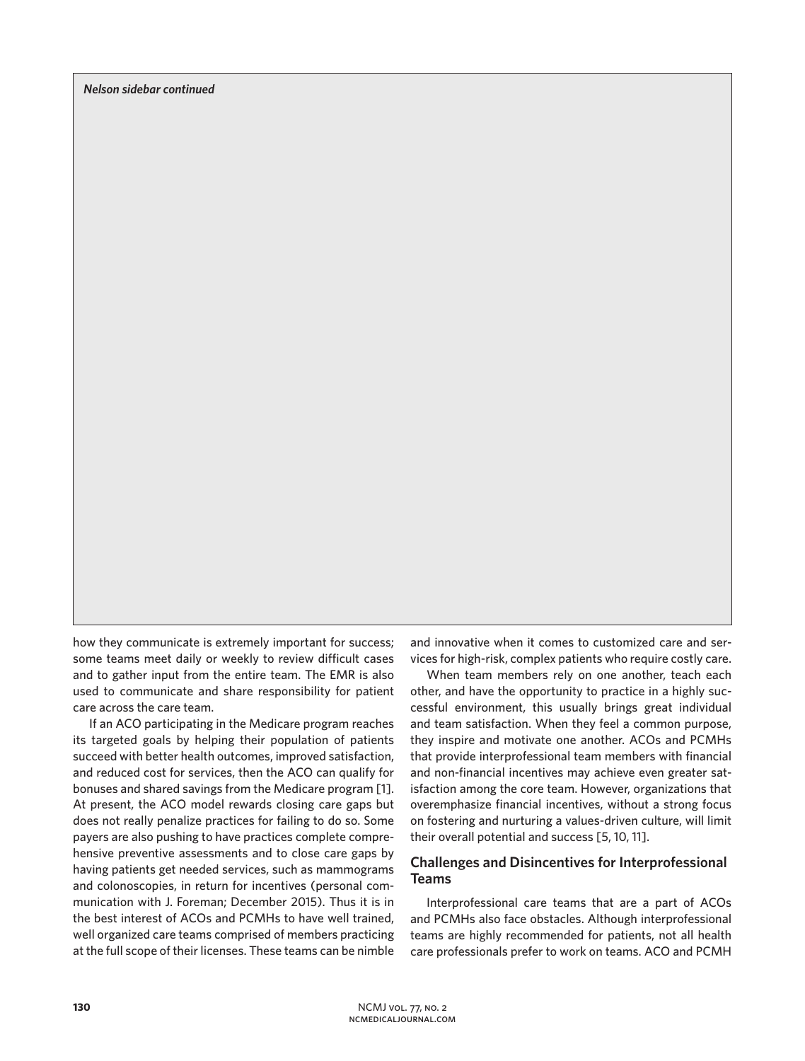*Nelson sidebar continued*

how they communicate is extremely important for success; some teams meet daily or weekly to review difficult cases and to gather input from the entire team. The EMR is also used to communicate and share responsibility for patient care across the care team.

If an ACO participating in the Medicare program reaches its targeted goals by helping their population of patients succeed with better health outcomes, improved satisfaction, and reduced cost for services, then the ACO can qualify for bonuses and shared savings from the Medicare program [1]. At present, the ACO model rewards closing care gaps but does not really penalize practices for failing to do so. Some payers are also pushing to have practices complete comprehensive preventive assessments and to close care gaps by having patients get needed services, such as mammograms and colonoscopies, in return for incentives (personal communication with J. Foreman; December 2015). Thus it is in the best interest of ACOs and PCMHs to have well trained, well organized care teams comprised of members practicing at the full scope of their licenses. These teams can be nimble and innovative when it comes to customized care and services for high-risk, complex patients who require costly care.

When team members rely on one another, teach each other, and have the opportunity to practice in a highly successful environment, this usually brings great individual and team satisfaction. When they feel a common purpose, they inspire and motivate one another. ACOs and PCMHs that provide interprofessional team members with financial and non-financial incentives may achieve even greater satisfaction among the core team. However, organizations that overemphasize financial incentives, without a strong focus on fostering and nurturing a values-driven culture, will limit their overall potential and success [5, 10, 11].

## Challenges and Disincentives for Interprofessional Teams

Interprofessional care teams that are a part of ACOs and PCMHs also face obstacles. Although interprofessional teams are highly recommended for patients, not all health care professionals prefer to work on teams. ACO and PCMH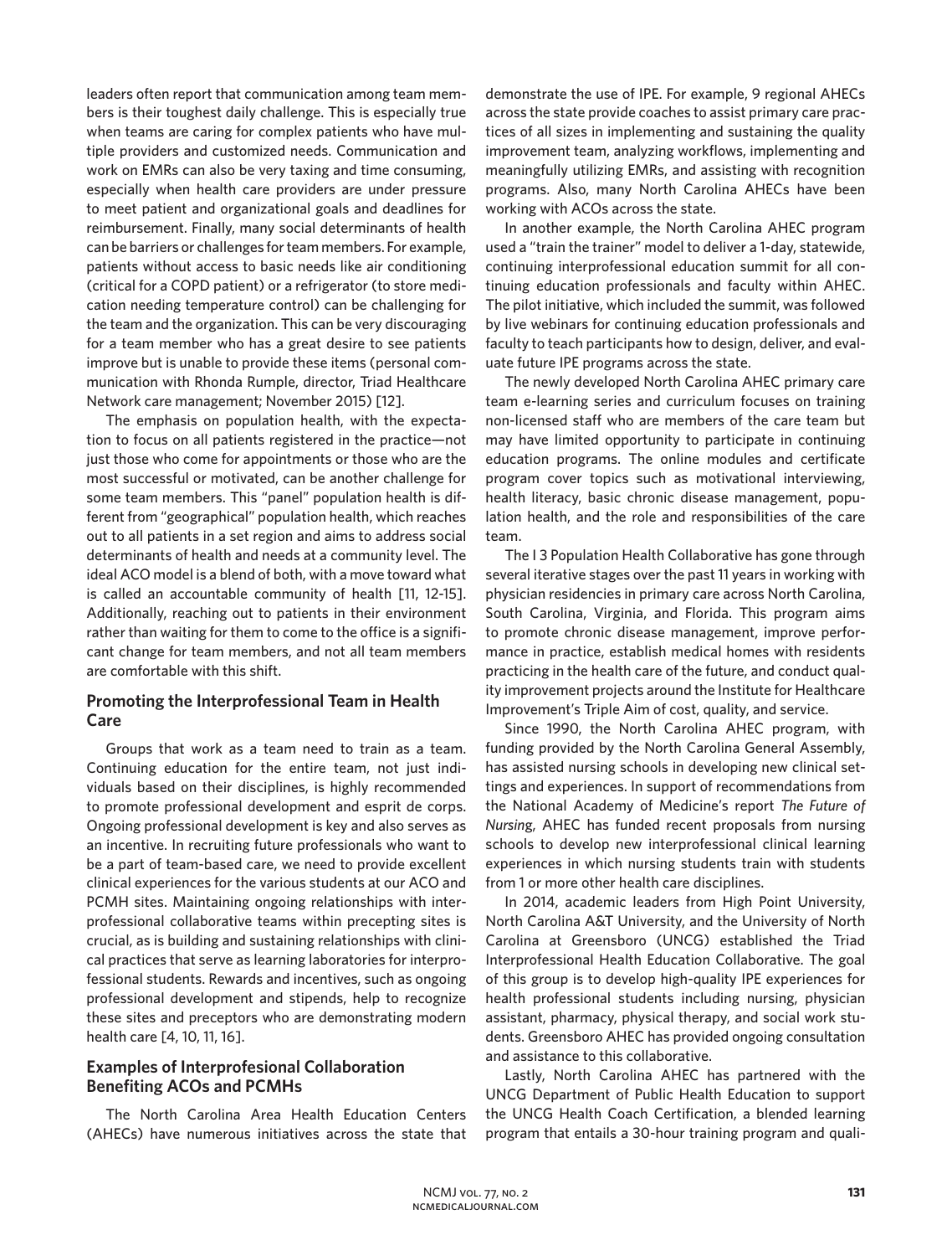leaders often report that communication among team members is their toughest daily challenge. This is especially true when teams are caring for complex patients who have multiple providers and customized needs. Communication and work on EMRs can also be very taxing and time consuming, especially when health care providers are under pressure to meet patient and organizational goals and deadlines for reimbursement. Finally, many social determinants of health can be barriers or challenges for team members. For example, patients without access to basic needs like air conditioning (critical for a COPD patient) or a refrigerator (to store medication needing temperature control) can be challenging for the team and the organization. This can be very discouraging for a team member who has a great desire to see patients improve but is unable to provide these items (personal communication with Rhonda Rumple, director, Triad Healthcare Network care management; November 2015) [12].

The emphasis on population health, with the expectation to focus on all patients registered in the practice—not just those who come for appointments or those who are the most successful or motivated, can be another challenge for some team members. This "panel" population health is different from "geographical" population health, which reaches out to all patients in a set region and aims to address social determinants of health and needs at a community level. The ideal ACO model is a blend of both, with a move toward what is called an accountable community of health [11, 12-15]. Additionally, reaching out to patients in their environment rather than waiting for them to come to the office is a significant change for team members, and not all team members are comfortable with this shift.

## Promoting the Interprofessional Team in Health Care

Groups that work as a team need to train as a team. Continuing education for the entire team, not just individuals based on their disciplines, is highly recommended to promote professional development and esprit de corps. Ongoing professional development is key and also serves as an incentive. In recruiting future professionals who want to be a part of team-based care, we need to provide excellent clinical experiences for the various students at our ACO and PCMH sites. Maintaining ongoing relationships with interprofessional collaborative teams within precepting sites is crucial, as is building and sustaining relationships with clinical practices that serve as learning laboratories for interprofessional students. Rewards and incentives, such as ongoing professional development and stipends, help to recognize these sites and preceptors who are demonstrating modern health care [4, 10, 11, 16].

## Examples of Interprofesional Collaboration Benefiting ACOs and PCMHs

The North Carolina Area Health Education Centers (AHECs) have numerous initiatives across the state that demonstrate the use of IPE. For example, 9 regional AHECs across the state provide coaches to assist primary care practices of all sizes in implementing and sustaining the quality improvement team, analyzing workflows, implementing and meaningfully utilizing EMRs, and assisting with recognition programs. Also, many North Carolina AHECs have been working with ACOs across the state.

In another example, the North Carolina AHEC program used a "train the trainer" model to deliver a 1-day, statewide, continuing interprofessional education summit for all continuing education professionals and faculty within AHEC. The pilot initiative, which included the summit, was followed by live webinars for continuing education professionals and faculty to teach participants how to design, deliver, and evaluate future IPE programs across the state.

The newly developed North Carolina AHEC primary care team e-learning series and curriculum focuses on training non-licensed staff who are members of the care team but may have limited opportunity to participate in continuing education programs. The online modules and certificate program cover topics such as motivational interviewing, health literacy, basic chronic disease management, population health, and the role and responsibilities of the care team.

The I 3 Population Health Collaborative has gone through several iterative stages over the past 11 years in working with physician residencies in primary care across North Carolina, South Carolina, Virginia, and Florida. This program aims to promote chronic disease management, improve performance in practice, establish medical homes with residents practicing in the health care of the future, and conduct quality improvement projects around the Institute for Healthcare Improvement's Triple Aim of cost, quality, and service.

Since 1990, the North Carolina AHEC program, with funding provided by the North Carolina General Assembly, has assisted nursing schools in developing new clinical settings and experiences. In support of recommendations from the National Academy of Medicine's report *The Future of Nursing*, AHEC has funded recent proposals from nursing schools to develop new interprofessional clinical learning experiences in which nursing students train with students from 1 or more other health care disciplines.

In 2014, academic leaders from High Point University, North Carolina A&T University, and the University of North Carolina at Greensboro (UNCG) established the Triad Interprofessional Health Education Collaborative. The goal of this group is to develop high-quality IPE experiences for health professional students including nursing, physician assistant, pharmacy, physical therapy, and social work students. Greensboro AHEC has provided ongoing consultation and assistance to this collaborative.

Lastly, North Carolina AHEC has partnered with the UNCG Department of Public Health Education to support the UNCG Health Coach Certification, a blended learning program that entails a 30-hour training program and quali-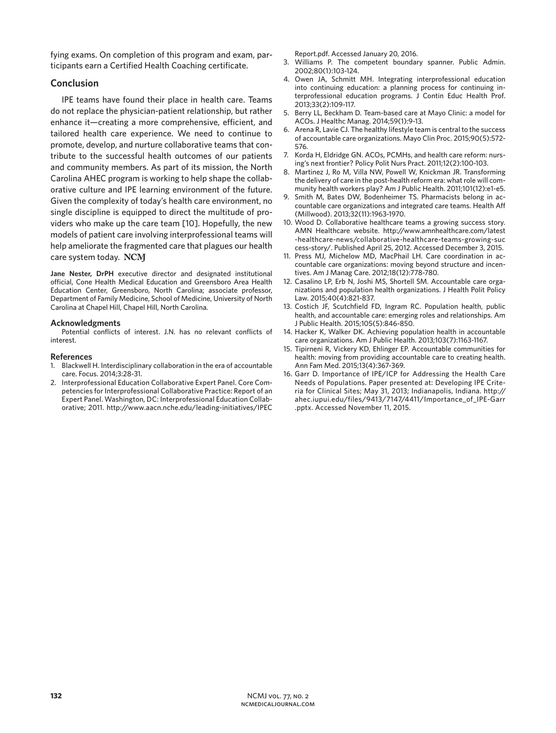fying exams. On completion of this program and exam, participants earn a Certified Health Coaching certificate.

## Conclusion

IPE teams have found their place in health care. Teams do not replace the physician-patient relationship, but rather enhance it—creating a more comprehensive, efficient, and tailored health care experience. We need to continue to promote, develop, and nurture collaborative teams that contribute to the successful health outcomes of our patients and community members. As part of its mission, the North Carolina AHEC program is working to help shape the collaborative culture and IPE learning environment of the future. Given the complexity of today's health care environment, no single discipline is equipped to direct the multitude of providers who make up the care team [10]. Hopefully, the new models of patient care involving interprofessional teams will help ameliorate the fragmented care that plagues our health care system today. NCMJ

**Jane Nester, DrPH** executive director and designated institutional official, Cone Health Medical Education and Greensboro Area Health Education Center, Greensboro, North Carolina; associate professor, Department of Family Medicine, School of Medicine, University of North Carolina at Chapel Hill, Chapel Hill, North Carolina.

### Acknowledgments

Potential conflicts of interest. J.N. has no relevant conflicts of interest.

### References

1. Blackwell H. Interdisciplinary collaboration in the era of accountable care. Focus. 2014;3:28-31.
2. Interprofessional Education Collaborative Expert Panel. Core Competencies for Interprofessional Collaborative Practice: Report of an Expert Panel. Washington, DC: Interprofessional Education Collaborative; 2011. http://www.aacn.nche.edu/leading-initiatives/IPECReport.pdf. Accessed January 20, 2016.
3. Williams P. The competent boundary spanner. Public Admin. 2002;80(1):103-124.
4. Owen JA, Schmitt MH. Integrating interprofessional education into continuing education: a planning process for continuing interprofessional education programs. J Contin Educ Health Prof. 2013;33(2):109-117.
5. Berry LL, Beckham D. Team-based care at Mayo Clinic: a model for ACOs. J Healthc Manag. 2014;59(1):9-13.
6. Arena R, Lavie CJ. The healthy lifestyle team is central to the success of accountable care organizations. Mayo Clin Proc. 2015;90(5):572-576.
7. Korda H, Eldridge GN. ACOs, PCMHs, and health care reform: nursing's next frontier? Policy Polit Nurs Pract. 2011;12(2):100-103.
8. Martinez J, Ro M, Villa NW, Powell W, Knickman JR. Transforming the delivery of care in the post-health reform era: what role will community health workers play? Am J Public Health. 2011;101(12):e1-e5.
9. Smith M, Bates DW, Bodenheimer TS. Pharmacists belong in accountable care organizations and integrated care teams. Health Aff (Millwood). 2013;32(11):1963-1970.
10. Wood D. Collaborative healthcare teams a growing success story. AMN Healthcare website. http://www.amnhealthcare.com/latest-healthcare-news/collaborative-healthcare-teams-growing-success-story/. Published April 25, 2012. Accessed December 3, 2015.
11. Press MJ, Michelow MD, MacPhail LH. Care coordination in accountable care organizations: moving beyond structure and incentives. Am J Manag Care. 2012;18(12):778-780.
12. Casalino LP, Erb N, Joshi MS, Shortell SM. Accountable care organizations and population health organizations. J Health Polit Policy Law. 2015;40(4):821-837.
13. Costich JF, Scutchfield FD, Ingram RC. Population health, public health, and accountable care: emerging roles and relationships. Am J Public Health. 2015;105(5):846-850.
14. Hacker K, Walker DK. Achieving population health in accountable care organizations. Am J Public Health. 2013;103(7):1163-1167.
15. Tipirneni R, Vickery KD, Ehlinger EP. Accountable communities for health: moving from providing accountable care to creating health. Ann Fam Med. 2015;13(4):367-369.
16. Garr D. Importance of IPE/ICP for Addressing the Health Care Needs of Populations. Paper presented at: Developing IPE Criteria for Clinical Sites; May 31, 2013; Indianapolis, Indiana. http://ahec.iupui.edu/files/9413/7147/4411/Importance_of_IPE-Garr.pptx. Accessed November 11, 2015.